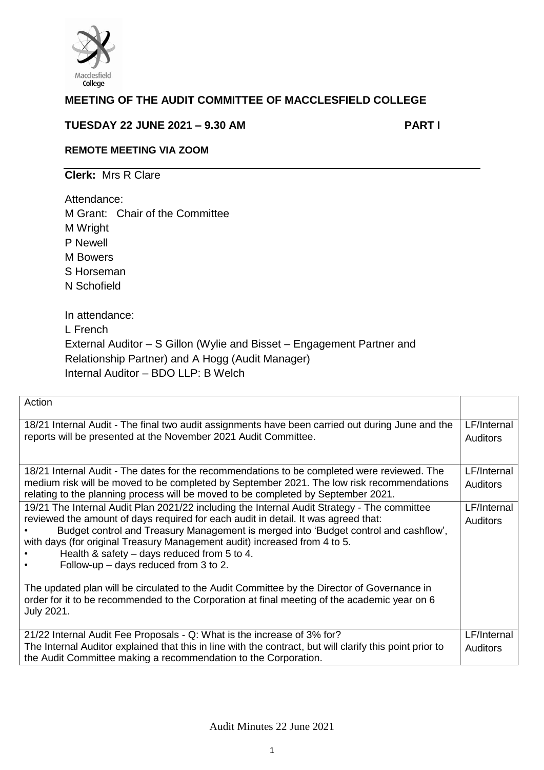## MEETING OF THE AUDIT COMMITTEE OF MACCLESFIELD COLLEGE

**TUESDAY 22 JUNE 2021 – 9.30 AM** **PART I**

**REMOTE MEETING VIA ZOOM**

**Clerk:** Mrs R Clare

Attendance:
M Grant: Chair of the Committee
M Wright
P Newell
M Bowers
S Horseman
N Schofield

In attendance:
L French
External Auditor – S Gillon (Wylie and Bisset – Engagement Partner and Relationship Partner) and A Hogg (Audit Manager)
Internal Auditor – BDO LLP: B Welch

| Action | |
|---|---|
| 18/21 Internal Audit - The final two audit assignments have been carried out during June and the reports will be presented at the November 2021 Audit Committee. | LF/Internal Auditors |
| 18/21 Internal Audit - The dates for the recommendations to be completed were reviewed. The medium risk will be moved to be completed by September 2021. The low risk recommendations relating to the planning process will be moved to be completed by September 2021. | LF/Internal Auditors |
| 19/21 The Internal Audit Plan 2021/22 including the Internal Audit Strategy - The committee reviewed the amount of days required for each audit in detail. It was agreed that:<br>• Budget control and Treasury Management is merged into 'Budget control and cashflow', with days (for original Treasury Management audit) increased from 4 to 5.<br>• Health & safety – days reduced from 5 to 4.<br>• Follow-up – days reduced from 3 to 2.<br><br>The updated plan will be circulated to the Audit Committee by the Director of Governance in order for it to be recommended to the Corporation at final meeting of the academic year on 6 July 2021. | LF/Internal Auditors |
| 21/22 Internal Audit Fee Proposals - Q: What is the increase of 3% for?<br>The Internal Auditor explained that this in line with the contract, but will clarify this point prior to the Audit Committee making a recommendation to the Corporation. | LF/Internal Auditors |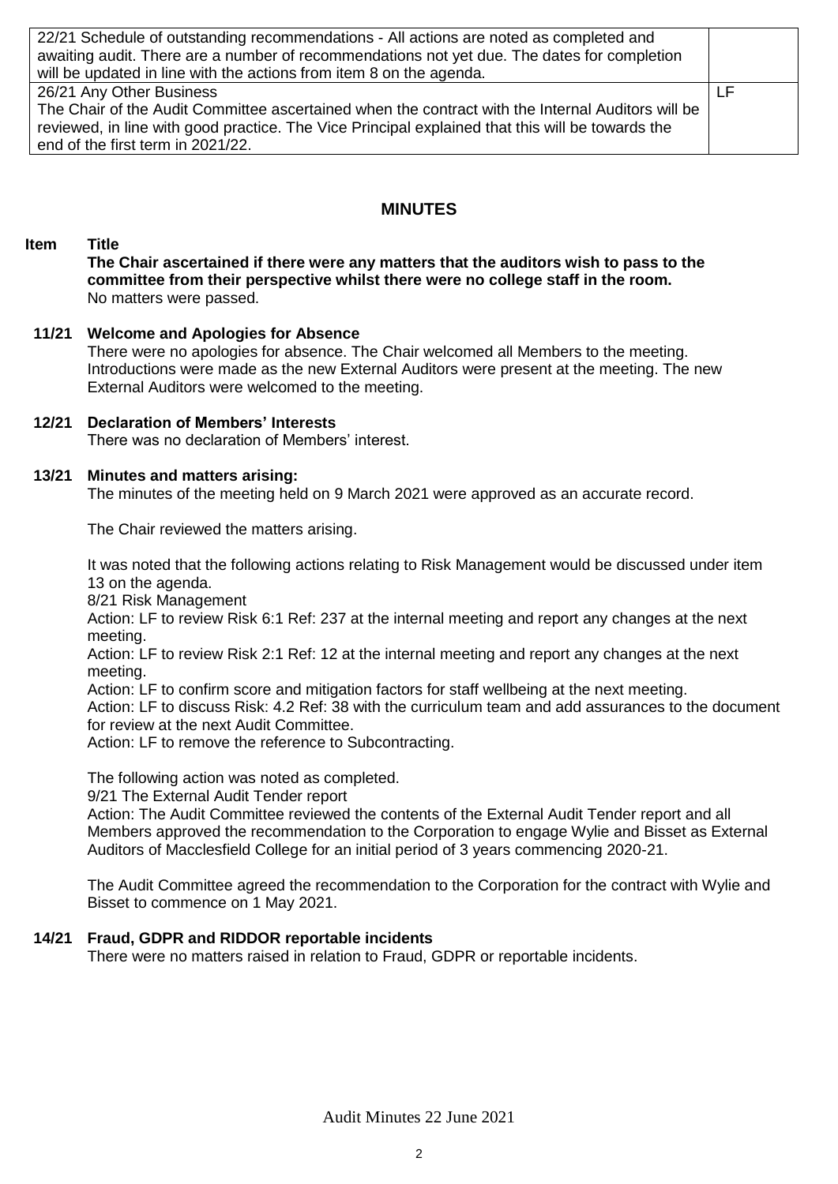| | |
|---|---|
| 22/21 Schedule of outstanding recommendations - All actions are noted as completed and awaiting audit. There are a number of recommendations not yet due. The dates for completion will be updated in line with the actions from item 8 on the agenda. | |
| 26/21 Any Other Business<br>The Chair of the Audit Committee ascertained when the contract with the Internal Auditors will be reviewed, in line with good practice. The Vice Principal explained that this will be towards the end of the first term in 2021/22. | LF |

## MINUTES

**Item Title**

**The Chair ascertained if there were any matters that the auditors wish to pass to the committee from their perspective whilst there were no college staff in the room.**
No matters were passed.

**11/21 Welcome and Apologies for Absence**

There were no apologies for absence. The Chair welcomed all Members to the meeting. Introductions were made as the new External Auditors were present at the meeting. The new External Auditors were welcomed to the meeting.

**12/21 Declaration of Members' Interests**

There was no declaration of Members' interest.

**13/21 Minutes and matters arising:**

The minutes of the meeting held on 9 March 2021 were approved as an accurate record.

The Chair reviewed the matters arising.

It was noted that the following actions relating to Risk Management would be discussed under item 13 on the agenda.

8/21 Risk Management

Action: LF to review Risk 6:1 Ref: 237 at the internal meeting and report any changes at the next meeting.

Action: LF to review Risk 2:1 Ref: 12 at the internal meeting and report any changes at the next meeting.

Action: LF to confirm score and mitigation factors for staff wellbeing at the next meeting.

Action: LF to discuss Risk: 4.2 Ref: 38 with the curriculum team and add assurances to the document for review at the next Audit Committee.

Action: LF to remove the reference to Subcontracting.

The following action was noted as completed.

9/21 The External Audit Tender report

Action: The Audit Committee reviewed the contents of the External Audit Tender report and all Members approved the recommendation to the Corporation to engage Wylie and Bisset as External Auditors of Macclesfield College for an initial period of 3 years commencing 2020-21.

The Audit Committee agreed the recommendation to the Corporation for the contract with Wylie and Bisset to commence on 1 May 2021.

**14/21 Fraud, GDPR and RIDDOR reportable incidents**

There were no matters raised in relation to Fraud, GDPR or reportable incidents.

Audit Minutes 22 June 2021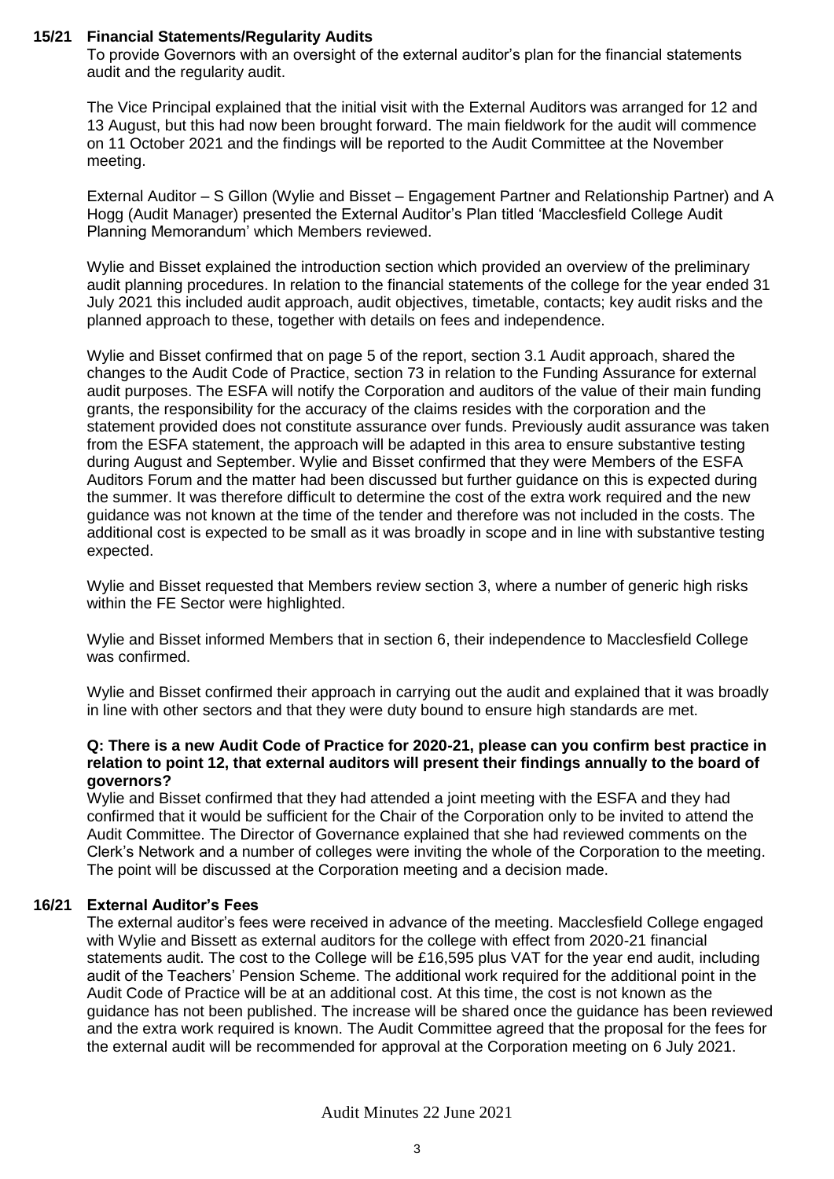**15/21 Financial Statements/Regularity Audits**

To provide Governors with an oversight of the external auditor's plan for the financial statements audit and the regularity audit.

The Vice Principal explained that the initial visit with the External Auditors was arranged for 12 and 13 August, but this had now been brought forward. The main fieldwork for the audit will commence on 11 October 2021 and the findings will be reported to the Audit Committee at the November meeting.

External Auditor – S Gillon (Wylie and Bisset – Engagement Partner and Relationship Partner) and A Hogg (Audit Manager) presented the External Auditor's Plan titled 'Macclesfield College Audit Planning Memorandum' which Members reviewed.

Wylie and Bisset explained the introduction section which provided an overview of the preliminary audit planning procedures. In relation to the financial statements of the college for the year ended 31 July 2021 this included audit approach, audit objectives, timetable, contacts; key audit risks and the planned approach to these, together with details on fees and independence.

Wylie and Bisset confirmed that on page 5 of the report, section 3.1 Audit approach, shared the changes to the Audit Code of Practice, section 73 in relation to the Funding Assurance for external audit purposes. The ESFA will notify the Corporation and auditors of the value of their main funding grants, the responsibility for the accuracy of the claims resides with the corporation and the statement provided does not constitute assurance over funds. Previously audit assurance was taken from the ESFA statement, the approach will be adapted in this area to ensure substantive testing during August and September. Wylie and Bisset confirmed that they were Members of the ESFA Auditors Forum and the matter had been discussed but further guidance on this is expected during the summer. It was therefore difficult to determine the cost of the extra work required and the new guidance was not known at the time of the tender and therefore was not included in the costs. The additional cost is expected to be small as it was broadly in scope and in line with substantive testing expected.

Wylie and Bisset requested that Members review section 3, where a number of generic high risks within the FE Sector were highlighted.

Wylie and Bisset informed Members that in section 6, their independence to Macclesfield College was confirmed.

Wylie and Bisset confirmed their approach in carrying out the audit and explained that it was broadly in line with other sectors and that they were duty bound to ensure high standards are met.

**Q: There is a new Audit Code of Practice for 2020-21, please can you confirm best practice in relation to point 12, that external auditors will present their findings annually to the board of governors?**

Wylie and Bisset confirmed that they had attended a joint meeting with the ESFA and they had confirmed that it would be sufficient for the Chair of the Corporation only to be invited to attend the Audit Committee. The Director of Governance explained that she had reviewed comments on the Clerk's Network and a number of colleges were inviting the whole of the Corporation to the meeting. The point will be discussed at the Corporation meeting and a decision made.

**16/21 External Auditor's Fees**

The external auditor's fees were received in advance of the meeting. Macclesfield College engaged with Wylie and Bissett as external auditors for the college with effect from 2020-21 financial statements audit. The cost to the College will be £16,595 plus VAT for the year end audit, including audit of the Teachers' Pension Scheme. The additional work required for the additional point in the Audit Code of Practice will be at an additional cost. At this time, the cost is not known as the guidance has not been published. The increase will be shared once the guidance has been reviewed and the extra work required is known. The Audit Committee agreed that the proposal for the fees for the external audit will be recommended for approval at the Corporation meeting on 6 July 2021.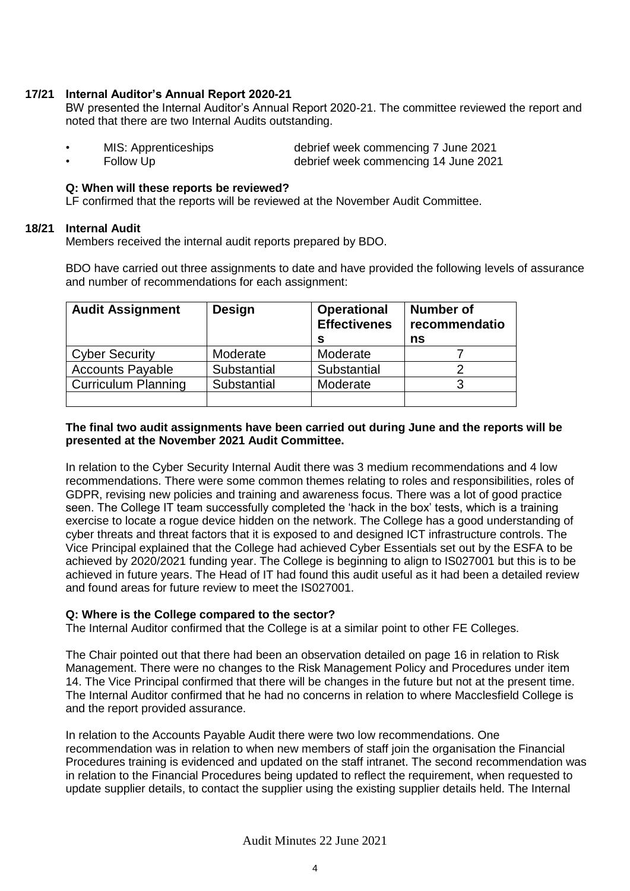**17/21 Internal Auditor's Annual Report 2020-21**

BW presented the Internal Auditor's Annual Report 2020-21. The committee reviewed the report and noted that there are two Internal Audits outstanding.

- MIS: Apprenticeships debrief week commencing 7 June 2021
- Follow Up debrief week commencing 14 June 2021

**Q: When will these reports be reviewed?**

LF confirmed that the reports will be reviewed at the November Audit Committee.

**18/21 Internal Audit**

Members received the internal audit reports prepared by BDO.

BDO have carried out three assignments to date and have provided the following levels of assurance and number of recommendations for each assignment:

| Audit Assignment | Design | Operational Effectivenes s | Number of recommendatio ns |
|---|---|---|---|
| Cyber Security | Moderate | Moderate | 7 |
| Accounts Payable | Substantial | Substantial | 2 |
| Curriculum Planning | Substantial | Moderate | 3 |
| | | | |

**The final two audit assignments have been carried out during June and the reports will be presented at the November 2021 Audit Committee.**

In relation to the Cyber Security Internal Audit there was 3 medium recommendations and 4 low recommendations. There were some common themes relating to roles and responsibilities, roles of GDPR, revising new policies and training and awareness focus. There was a lot of good practice seen. The College IT team successfully completed the 'hack in the box' tests, which is a training exercise to locate a rogue device hidden on the network. The College has a good understanding of cyber threats and threat factors that it is exposed to and designed ICT infrastructure controls. The Vice Principal explained that the College had achieved Cyber Essentials set out by the ESFA to be achieved by 2020/2021 funding year. The College is beginning to align to IS027001 but this is to be achieved in future years. The Head of IT had found this audit useful as it had been a detailed review and found areas for future review to meet the IS027001.

**Q: Where is the College compared to the sector?**

The Internal Auditor confirmed that the College is at a similar point to other FE Colleges.

The Chair pointed out that there had been an observation detailed on page 16 in relation to Risk Management. There were no changes to the Risk Management Policy and Procedures under item 14. The Vice Principal confirmed that there will be changes in the future but not at the present time. The Internal Auditor confirmed that he had no concerns in relation to where Macclesfield College is and the report provided assurance.

In relation to the Accounts Payable Audit there were two low recommendations. One recommendation was in relation to when new members of staff join the organisation the Financial Procedures training is evidenced and updated on the staff intranet. The second recommendation was in relation to the Financial Procedures being updated to reflect the requirement, when requested to update supplier details, to contact the supplier using the existing supplier details held. The Internal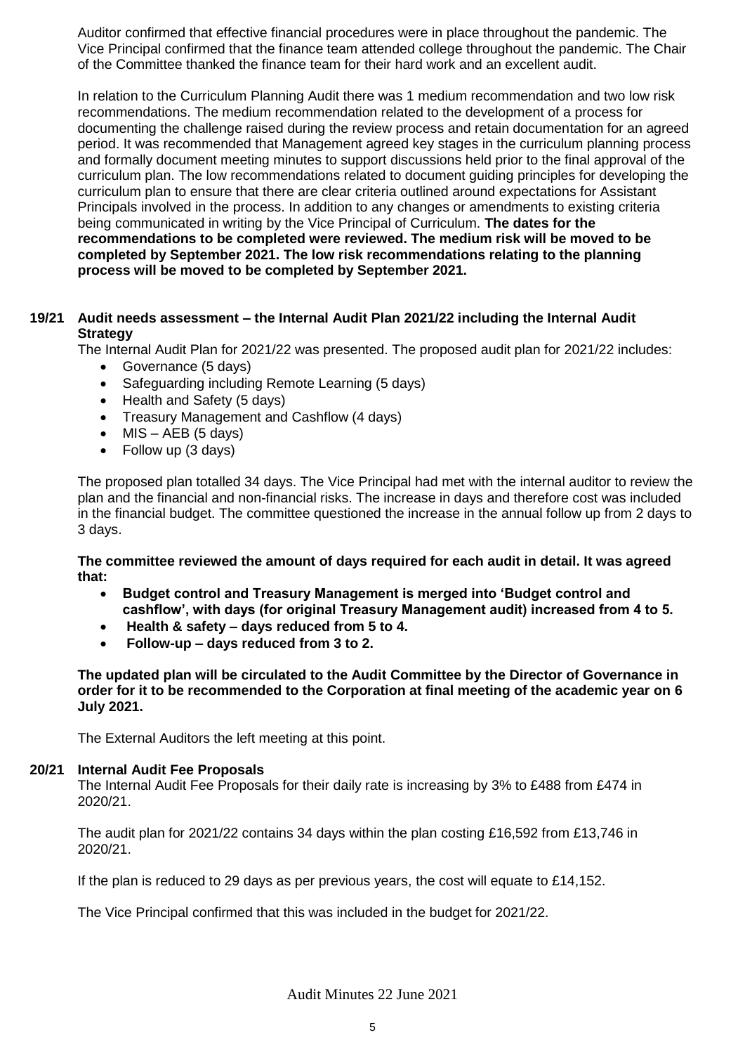Auditor confirmed that effective financial procedures were in place throughout the pandemic. The Vice Principal confirmed that the finance team attended college throughout the pandemic. The Chair of the Committee thanked the finance team for their hard work and an excellent audit.

In relation to the Curriculum Planning Audit there was 1 medium recommendation and two low risk recommendations. The medium recommendation related to the development of a process for documenting the challenge raised during the review process and retain documentation for an agreed period. It was recommended that Management agreed key stages in the curriculum planning process and formally document meeting minutes to support discussions held prior to the final approval of the curriculum plan. The low recommendations related to document guiding principles for developing the curriculum plan to ensure that there are clear criteria outlined around expectations for Assistant Principals involved in the process. In addition to any changes or amendments to existing criteria being communicated in writing by the Vice Principal of Curriculum. **The dates for the recommendations to be completed were reviewed. The medium risk will be moved to be completed by September 2021. The low risk recommendations relating to the planning process will be moved to be completed by September 2021.**

**19/21 Audit needs assessment – the Internal Audit Plan 2021/22 including the Internal Audit Strategy**

The Internal Audit Plan for 2021/22 was presented. The proposed audit plan for 2021/22 includes:

- Governance (5 days)
- Safeguarding including Remote Learning (5 days)
- Health and Safety (5 days)
- Treasury Management and Cashflow (4 days)
- MIS – AEB (5 days)
- Follow up (3 days)

The proposed plan totalled 34 days. The Vice Principal had met with the internal auditor to review the plan and the financial and non-financial risks. The increase in days and therefore cost was included in the financial budget. The committee questioned the increase in the annual follow up from 2 days to 3 days.

**The committee reviewed the amount of days required for each audit in detail. It was agreed that:**

- **Budget control and Treasury Management is merged into 'Budget control and cashflow', with days (for original Treasury Management audit) increased from 4 to 5.**
- **Health & safety – days reduced from 5 to 4.**
- **Follow-up – days reduced from 3 to 2.**

**The updated plan will be circulated to the Audit Committee by the Director of Governance in order for it to be recommended to the Corporation at final meeting of the academic year on 6 July 2021.**

The External Auditors the left meeting at this point.

**20/21 Internal Audit Fee Proposals**

The Internal Audit Fee Proposals for their daily rate is increasing by 3% to £488 from £474 in 2020/21.

The audit plan for 2021/22 contains 34 days within the plan costing £16,592 from £13,746 in 2020/21.

If the plan is reduced to 29 days as per previous years, the cost will equate to £14,152.

The Vice Principal confirmed that this was included in the budget for 2021/22.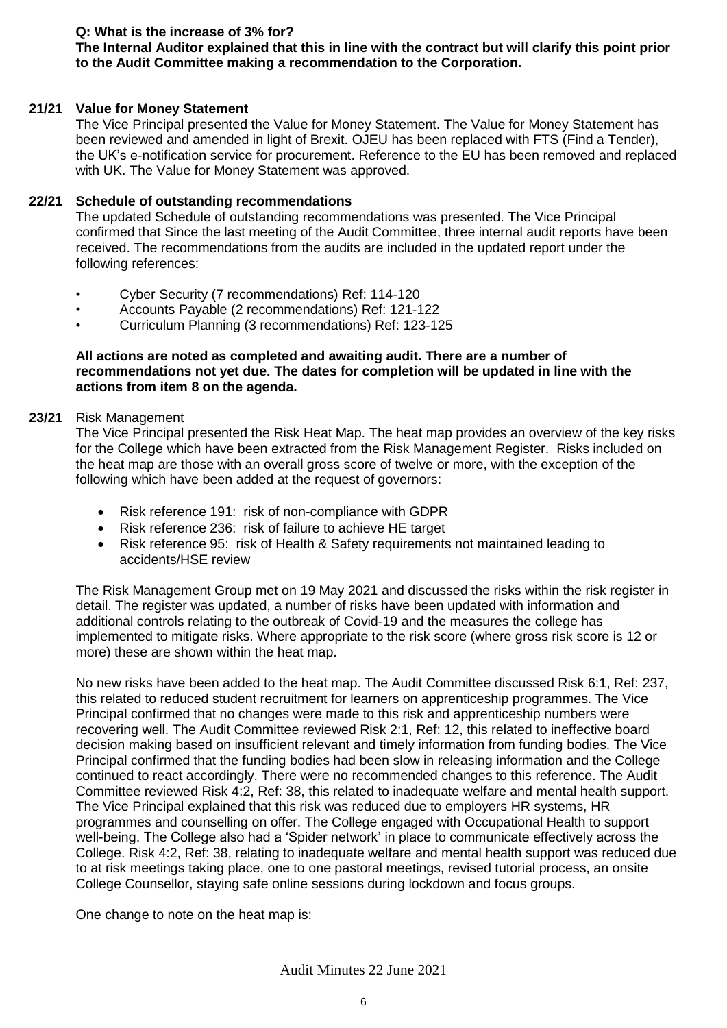**Q: What is the increase of 3% for?**
**The Internal Auditor explained that this in line with the contract but will clarify this point prior to the Audit Committee making a recommendation to the Corporation.**

### 21/21 Value for Money Statement

The Vice Principal presented the Value for Money Statement. The Value for Money Statement has been reviewed and amended in light of Brexit. OJEU has been replaced with FTS (Find a Tender), the UK's e-notification service for procurement. Reference to the EU has been removed and replaced with UK. The Value for Money Statement was approved.

### 22/21 Schedule of outstanding recommendations

The updated Schedule of outstanding recommendations was presented. The Vice Principal confirmed that Since the last meeting of the Audit Committee, three internal audit reports have been received. The recommendations from the audits are included in the updated report under the following references:

- Cyber Security (7 recommendations) Ref: 114-120
- Accounts Payable (2 recommendations) Ref: 121-122
- Curriculum Planning (3 recommendations) Ref: 123-125

**All actions are noted as completed and awaiting audit. There are a number of recommendations not yet due. The dates for completion will be updated in line with the actions from item 8 on the agenda.**

### 23/21 Risk Management

The Vice Principal presented the Risk Heat Map. The heat map provides an overview of the key risks for the College which have been extracted from the Risk Management Register. Risks included on the heat map are those with an overall gross score of twelve or more, with the exception of the following which have been added at the request of governors:

- Risk reference 191: risk of non-compliance with GDPR
- Risk reference 236: risk of failure to achieve HE target
- Risk reference 95: risk of Health & Safety requirements not maintained leading to accidents/HSE review

The Risk Management Group met on 19 May 2021 and discussed the risks within the risk register in detail. The register was updated, a number of risks have been updated with information and additional controls relating to the outbreak of Covid-19 and the measures the college has implemented to mitigate risks. Where appropriate to the risk score (where gross risk score is 12 or more) these are shown within the heat map.

No new risks have been added to the heat map. The Audit Committee discussed Risk 6:1, Ref: 237, this related to reduced student recruitment for learners on apprenticeship programmes. The Vice Principal confirmed that no changes were made to this risk and apprenticeship numbers were recovering well. The Audit Committee reviewed Risk 2:1, Ref: 12, this related to ineffective board decision making based on insufficient relevant and timely information from funding bodies. The Vice Principal confirmed that the funding bodies had been slow in releasing information and the College continued to react accordingly. There were no recommended changes to this reference. The Audit Committee reviewed Risk 4:2, Ref: 38, this related to inadequate welfare and mental health support. The Vice Principal explained that this risk was reduced due to employers HR systems, HR programmes and counselling on offer. The College engaged with Occupational Health to support well-being. The College also had a 'Spider network' in place to communicate effectively across the College. Risk 4:2, Ref: 38, relating to inadequate welfare and mental health support was reduced due to at risk meetings taking place, one to one pastoral meetings, revised tutorial process, an onsite College Counsellor, staying safe online sessions during lockdown and focus groups.

One change to note on the heat map is: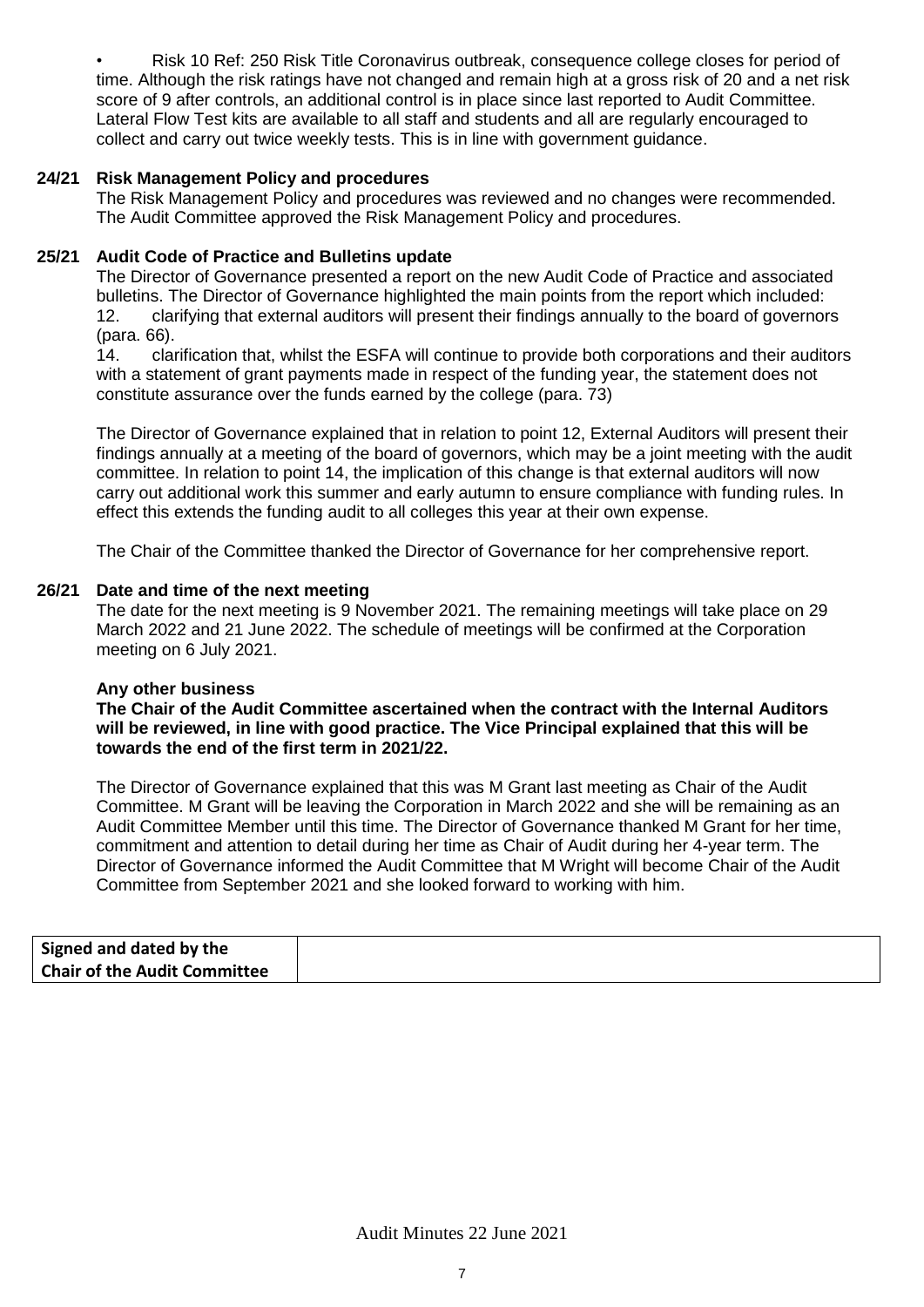• Risk 10 Ref: 250 Risk Title Coronavirus outbreak, consequence college closes for period of time. Although the risk ratings have not changed and remain high at a gross risk of 20 and a net risk score of 9 after controls, an additional control is in place since last reported to Audit Committee. Lateral Flow Test kits are available to all staff and students and all are regularly encouraged to collect and carry out twice weekly tests. This is in line with government guidance.

**24/21 Risk Management Policy and procedures**

The Risk Management Policy and procedures was reviewed and no changes were recommended. The Audit Committee approved the Risk Management Policy and procedures.

**25/21 Audit Code of Practice and Bulletins update**

The Director of Governance presented a report on the new Audit Code of Practice and associated bulletins. The Director of Governance highlighted the main points from the report which included:

12. clarifying that external auditors will present their findings annually to the board of governors (para. 66).

14. clarification that, whilst the ESFA will continue to provide both corporations and their auditors with a statement of grant payments made in respect of the funding year, the statement does not constitute assurance over the funds earned by the college (para. 73)

The Director of Governance explained that in relation to point 12, External Auditors will present their findings annually at a meeting of the board of governors, which may be a joint meeting with the audit committee. In relation to point 14, the implication of this change is that external auditors will now carry out additional work this summer and early autumn to ensure compliance with funding rules. In effect this extends the funding audit to all colleges this year at their own expense.

The Chair of the Committee thanked the Director of Governance for her comprehensive report.

**26/21 Date and time of the next meeting**

The date for the next meeting is 9 November 2021. The remaining meetings will take place on 29 March 2022 and 21 June 2022. The schedule of meetings will be confirmed at the Corporation meeting on 6 July 2021.

**Any other business**

**The Chair of the Audit Committee ascertained when the contract with the Internal Auditors will be reviewed, in line with good practice. The Vice Principal explained that this will be towards the end of the first term in 2021/22.**

The Director of Governance explained that this was M Grant last meeting as Chair of the Audit Committee. M Grant will be leaving the Corporation in March 2022 and she will be remaining as an Audit Committee Member until this time. The Director of Governance thanked M Grant for her time, commitment and attention to detail during her time as Chair of Audit during her 4-year term. The Director of Governance informed the Audit Committee that M Wright will become Chair of the Audit Committee from September 2021 and she looked forward to working with him.

| | |
|---|---|
| **Signed and dated by the Chair of the Audit Committee** | |

Audit Minutes 22 June 2021